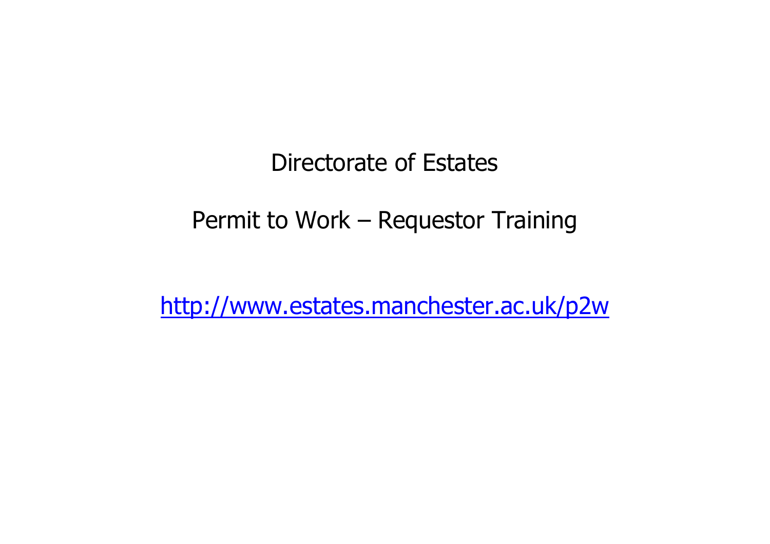# Directorate of Estates

## Permit to Work – Requestor Training

[http://www.estates.manchester.ac.uk/p2w](http://www.estates.manchester.ac.uk/p2w)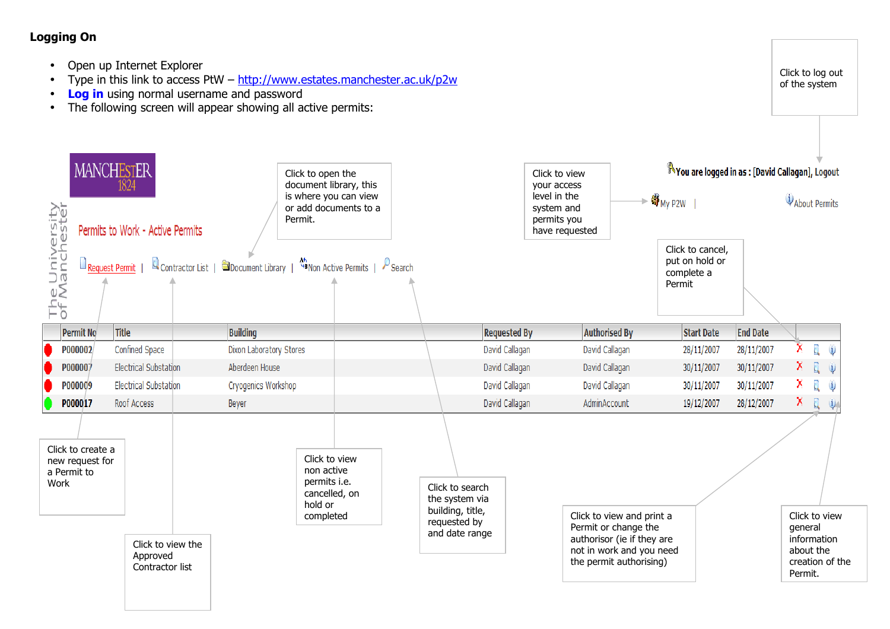**Logging On**

- Open up Internet Explorer
- Type in this link to access PtW – http://www.estates.manchester.ac.uk/p2w
- **Log in** using normal username and password
- The following screen will appear showing all active permits:

Click to log out of the system

You are logged in as : [David Callagan], Logout

Click to view your access level in the system and permits you have requested

My P2W | About Permits

MANCHESTER 1824

The University of Manchester

Permits to Work - Active Permits

Click to open the document library, this is where you can view or add documents to a Permit.

Request Permit | Contractor List | Document Library | Non Active Permits | Search

Click to cancel, put on hold or complete a Permit

| | Permit No | Title | Building | Requested By | Authorised By | Start Date | End Date | | | |
|---|---|---|---|---|---|---|---|---|---|---|
| ● | P000002 | Confined Space | Dixon Laboratory Stores | David Callagan | David Callagan | 28/11/2007 | 28/11/2007 | ✗ | | |
| ● | P000007 | Electrical Substation | Aberdeen House | David Callagan | David Callagan | 30/11/2007 | 30/11/2007 | ✗ | | |
| ● | P000009 | Electrical Substation | Cryogenics Workshop | David Callagan | David Callagan | 30/11/2007 | 30/11/2007 | ✗ | | |
| ● | P000017 | Roof Access | Beyer | David Callagan | AdminAccount | 19/12/2007 | 28/12/2007 | ✗ | | |

Click to create a new request for a Permit to Work

Click to view the Approved Contractor list

Click to view non active permits i.e. cancelled, on hold or completed

Click to search the system via building, title, requested by and date range

Click to view and print a Permit or change the authoriser (ie if they are not in work and you need the permit authorising)

Click to view general information about the creation of the Permit.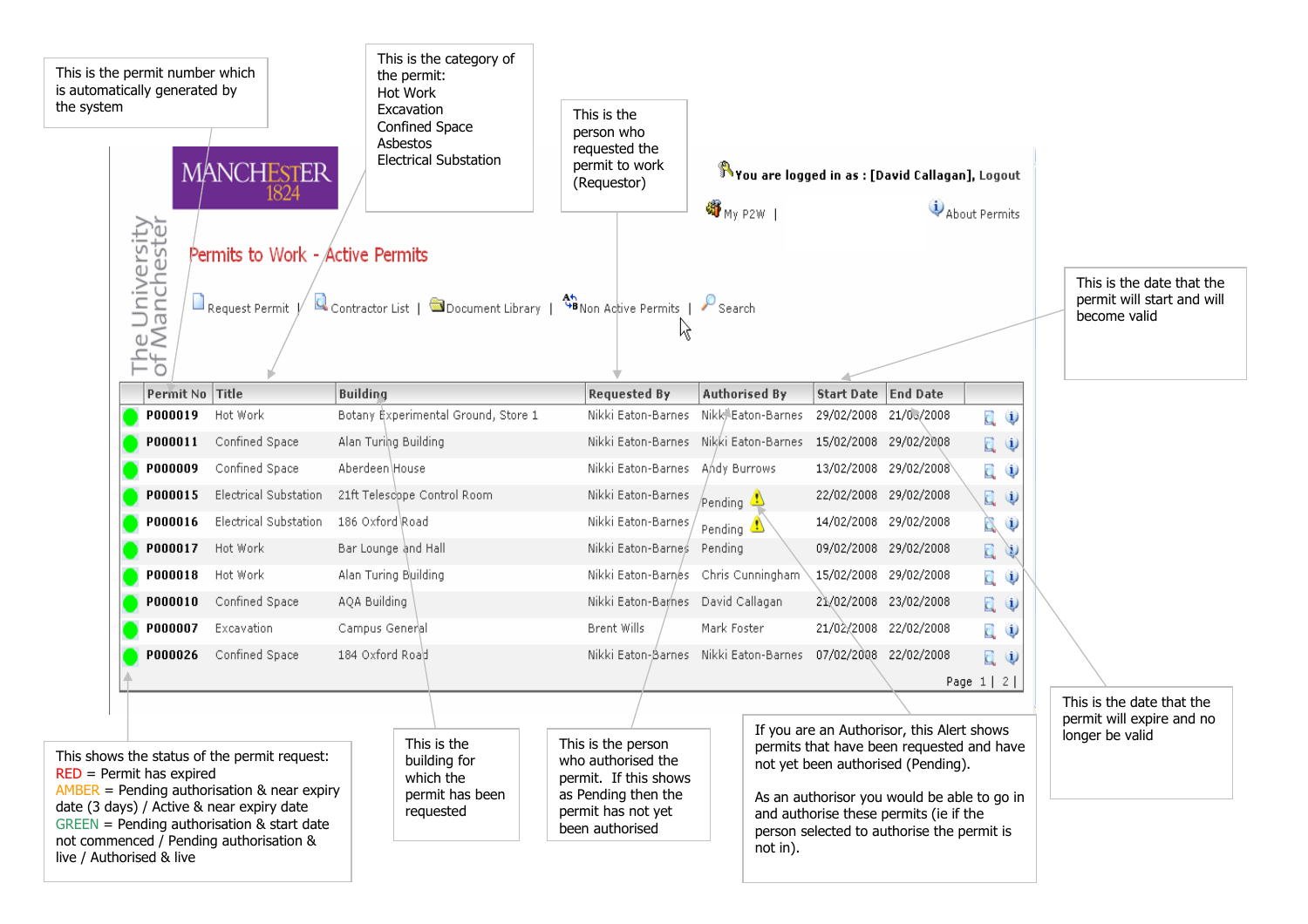This is the permit number which is automatically generated by the system

This is the category of the permit:
Hot Work
Excavation
Confined Space
Asbestos
Electrical Substation

This is the person who requested the permit to work (Requestor)

You are logged in as : [David Callagan], Logout

My P2W | About Permits

This is the date that the permit will start and will become valid

MANCHESTER 1824

The University of Manchester

## Permits to Work - Active Permits

Request Permit | Contractor List | Document Library | Non Active Permits | Search

| | Permit No | Title | Building | Requested By | Authorised By | Start Date | End Date | |
|---|---|---|---|---|---|---|---|---|
| | P000019 | Hot Work | Botany Experimental Ground, Store 1 | Nikki Eaton-Barnes | Nikki Eaton-Barnes | 29/02/2008 | 21/03/2008 | |
| | P000011 | Confined Space | Alan Turing Building | Nikki Eaton-Barnes | Nikki Eaton-Barnes | 15/02/2008 | 29/02/2008 | |
| | P000009 | Confined Space | Aberdeen House | Nikki Eaton-Barnes | Andy Burrows | 13/02/2008 | 29/02/2008 | |
| | P000015 | Electrical Substation | 21ft Telescope Control Room | Nikki Eaton-Barnes | Pending | 22/02/2008 | 29/02/2008 | |
| | P000016 | Electrical Substation | 186 Oxford Road | Nikki Eaton-Barnes | Pending | 14/02/2008 | 29/02/2008 | |
| | P000017 | Hot Work | Bar Lounge and Hall | Nikki Eaton-Barnes | Pending | 09/02/2008 | 29/02/2008 | |
| | P000018 | Hot Work | Alan Turing Building | Nikki Eaton-Barnes | Chris Cunningham | 15/02/2008 | 29/02/2008 | |
| | P000010 | Confined Space | AQA Building | Nikki Eaton-Barnes | David Callagan | 21/02/2008 | 23/02/2008 | |
| | P000007 | Excavation | Campus General | Brent Wills | Mark Foster | 21/02/2008 | 22/02/2008 | |
| | P000026 | Confined Space | 184 Oxford Road | Nikki Eaton-Barnes | Nikki Eaton-Barnes | 07/02/2008 | 22/02/2008 | |

Page 1 | 2 |

This shows the status of the permit request:
RED = Permit has expired
AMBER = Pending authorisation & near expiry date (3 days) / Active & near expiry date
GREEN = Pending authorisation & start date not commenced / Pending authorisation & live / Authorised & live

This is the building for which the permit has been requested

This is the person who authorised the permit. If this shows as Pending then the permit has not yet been authorised

If you are an Authorisor, this Alert shows permits that have been requested and have not yet been authorised (Pending).

As an authorisor you would be able to go in and authorise these permits (ie if the person selected to authorise the permit is not in).

This is the date that the permit will expire and no longer be valid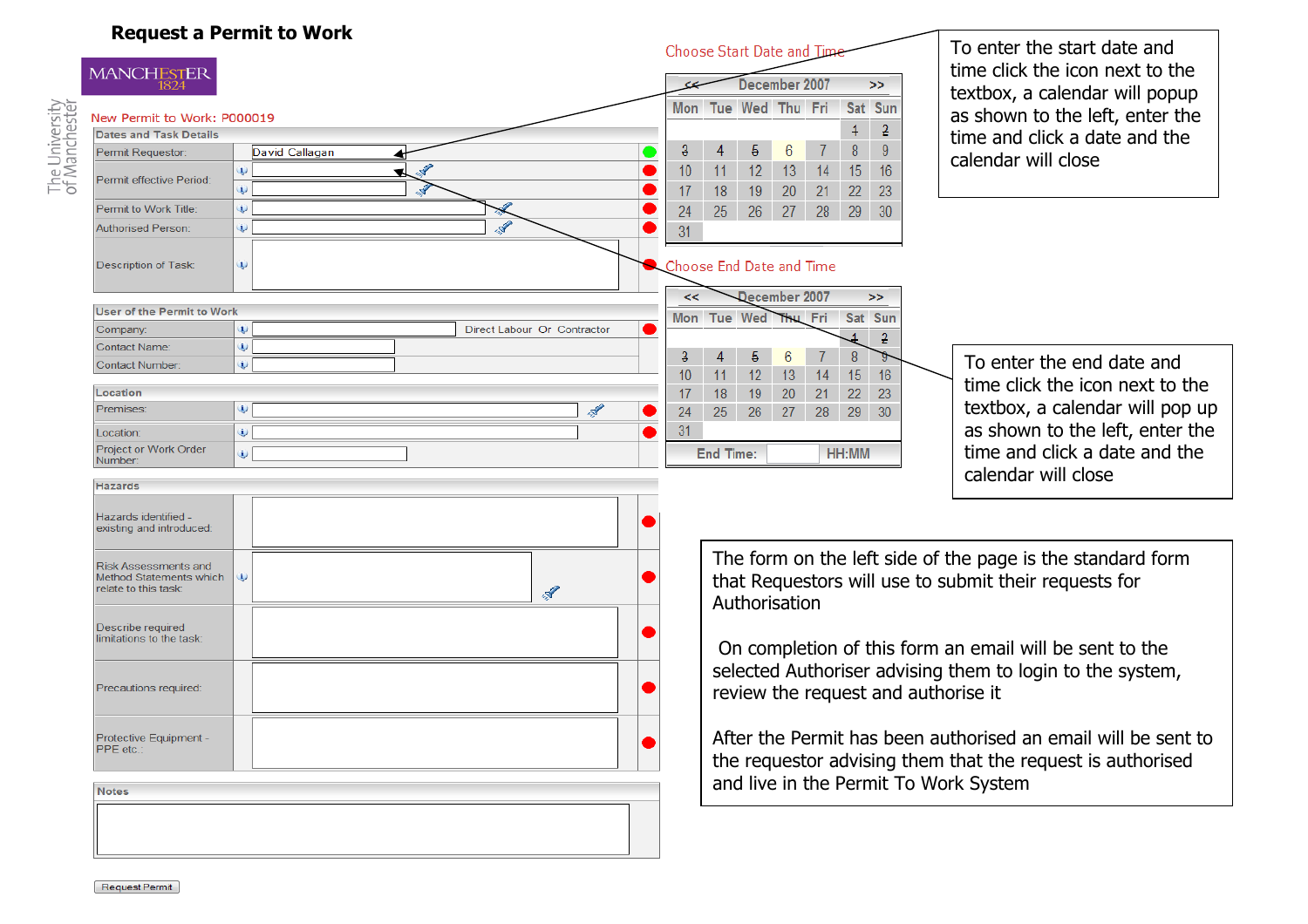# Request a Permit to Work

MANCHESTER 1824

The University of Manchester

New Permit to Work: P000019

**Dates and Task Details**

| | |
|---|---|
| Permit Requestor: | David Callagan |
| Permit effective Period: | |
| Permit to Work Title: | |
| Authorised Person: | |
| Description of Task: | |

**User of the Permit to Work**

| | |
|---|---|
| Company: | Direct Labour Or Contractor |
| Contact Name: | |
| Contact Number: | |

**Location**

| | |
|---|---|
| Premises: | |
| Location: | |
| Project or Work Order Number: | |

**Hazards**

| | |
|---|---|
| Hazards identified - existing and introduced: | |
| Risk Assessments and Method Statements which relate to this task: | |
| Describe required limitations to the task: | |
| Precautions required: | |
| Protective Equipment - PPE etc.: | |

**Notes**

Request Permit

Choose Start Date and Time

| << | December 2007 | | | | | >> |
|---|---|---|---|---|---|---|
| Mon | Tue | Wed | Thu | Fri | Sat | Sun |
| | | | | | 1 | 2 |
| 3 | 4 | 5 | 6 | 7 | 8 | 9 |
| 10 | 11 | 12 | 13 | 14 | 15 | 16 |
| 17 | 18 | 19 | 20 | 21 | 22 | 23 |
| 24 | 25 | 26 | 27 | 28 | 29 | 30 |
| 31 | | | | | | |

To enter the start date and time click the icon next to the textbox, a calendar will popup as shown to the left, enter the time and click a date and the calendar will close

Choose End Date and Time

| << | December 2007 | | | | | >> |
|---|---|---|---|---|---|---|
| Mon | Tue | Wed | Thu | Fri | Sat | Sun |
| | | | | | 1 | 2 |
| 3 | 4 | 5 | 6 | 7 | 8 | 9 |
| 10 | 11 | 12 | 13 | 14 | 15 | 16 |
| 17 | 18 | 19 | 20 | 21 | 22 | 23 |
| 24 | 25 | 26 | 27 | 28 | 29 | 30 |
| 31 | | | | | | |

End Time: HH:MM

To enter the end date and time click the icon next to the textbox, a calendar will pop up as shown to the left, enter the time and click a date and the calendar will close

The form on the left side of the page is the standard form that Requestors will use to submit their requests for Authorisation

On completion of this form an email will be sent to the selected Authoriser advising them to login to the system, review the request and authorise it

After the Permit has been authorised an email will be sent to the requestor advising them that the request is authorised and live in the Permit To Work System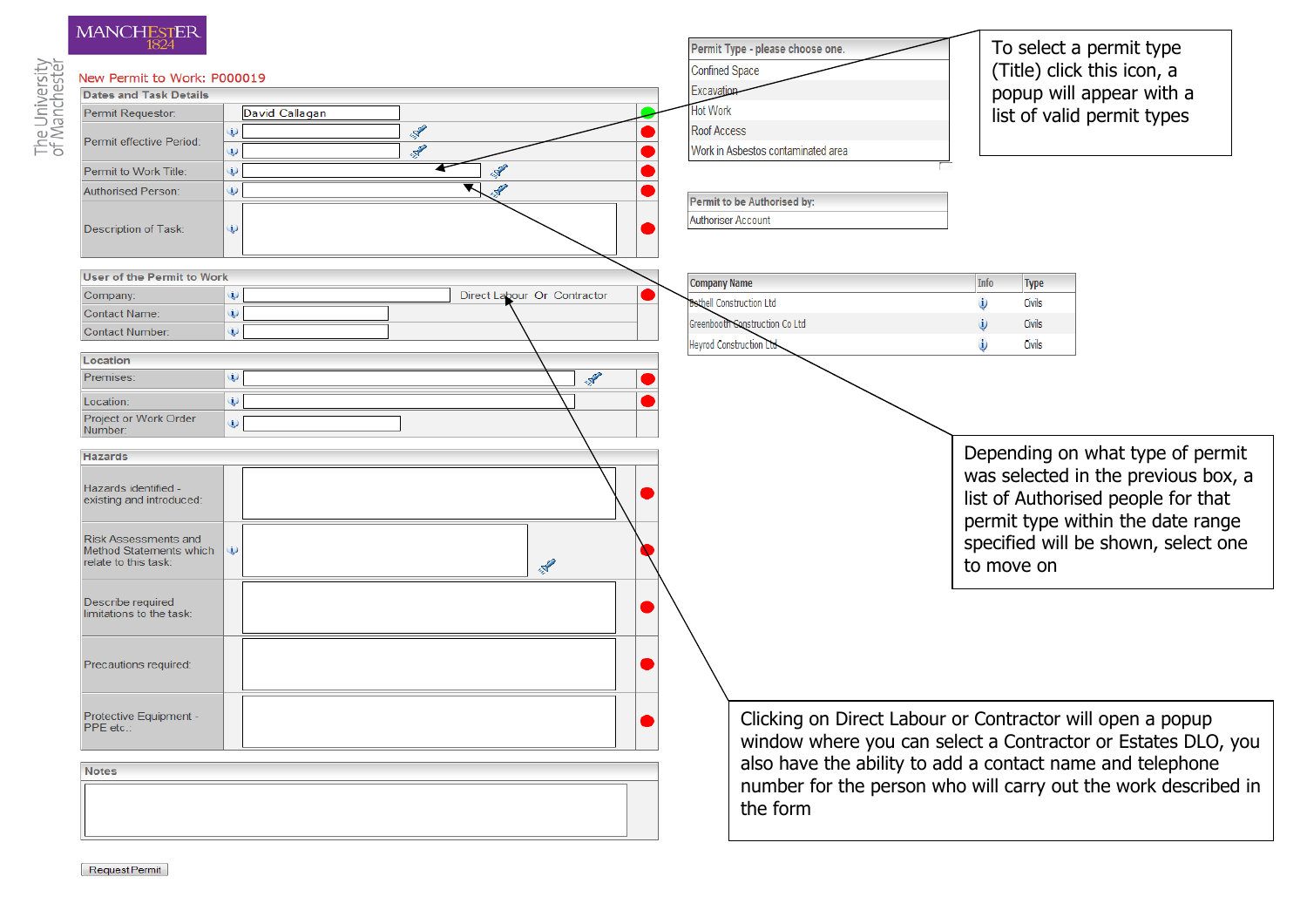MANCHESTER 1824

The University of Manchester

New Permit to Work: P000019

**Dates and Task Details**

| | |
|---|---|
| Permit Requestor: | David Callagan |
| Permit effective Period: | |
| Permit to Work Title: | |
| Authorised Person: | |
| Description of Task: | |

**User of the Permit to Work**

| | |
|---|---|
| Company: | Direct Labour Or Contractor |
| Contact Name: | |
| Contact Number: | |

**Location**

| | |
|---|---|
| Premises: | |
| Location: | |
| Project or Work Order Number: | |

**Hazards**

| | |
|---|---|
| Hazards identified - existing and introduced: | |
| Risk Assessments and Method Statements which relate to this task: | |
| Describe required limitations to the task: | |
| Precautions required: | |
| Protective Equipment - PPE etc.: | |

**Notes**

Request Permit

| Permit Type - please choose one. |
|---|
| Confined Space |
| Excavation |
| Hot Work |
| Roof Access |
| Work in Asbestos contaminated area |

To select a permit type (Title) click this icon, a popup will appear with a list of valid permit types

| Permit to be Authorised by: |
|---|
| Authoriser Account |

| Company Name | Info | Type |
|---|---|---|
| Bethell Construction Ltd | | Civils |
| Greenbooth Construction Co Ltd | | Civils |
| Heyrod Construction Ltd | | Civils |

Depending on what type of permit was selected in the previous box, a list of Authorised people for that permit type within the date range specified will be shown, select one to move on

Clicking on Direct Labour or Contractor will open a popup window where you can select a Contractor or Estates DLO, you also have the ability to add a contact name and telephone number for the person who will carry out the work described in the form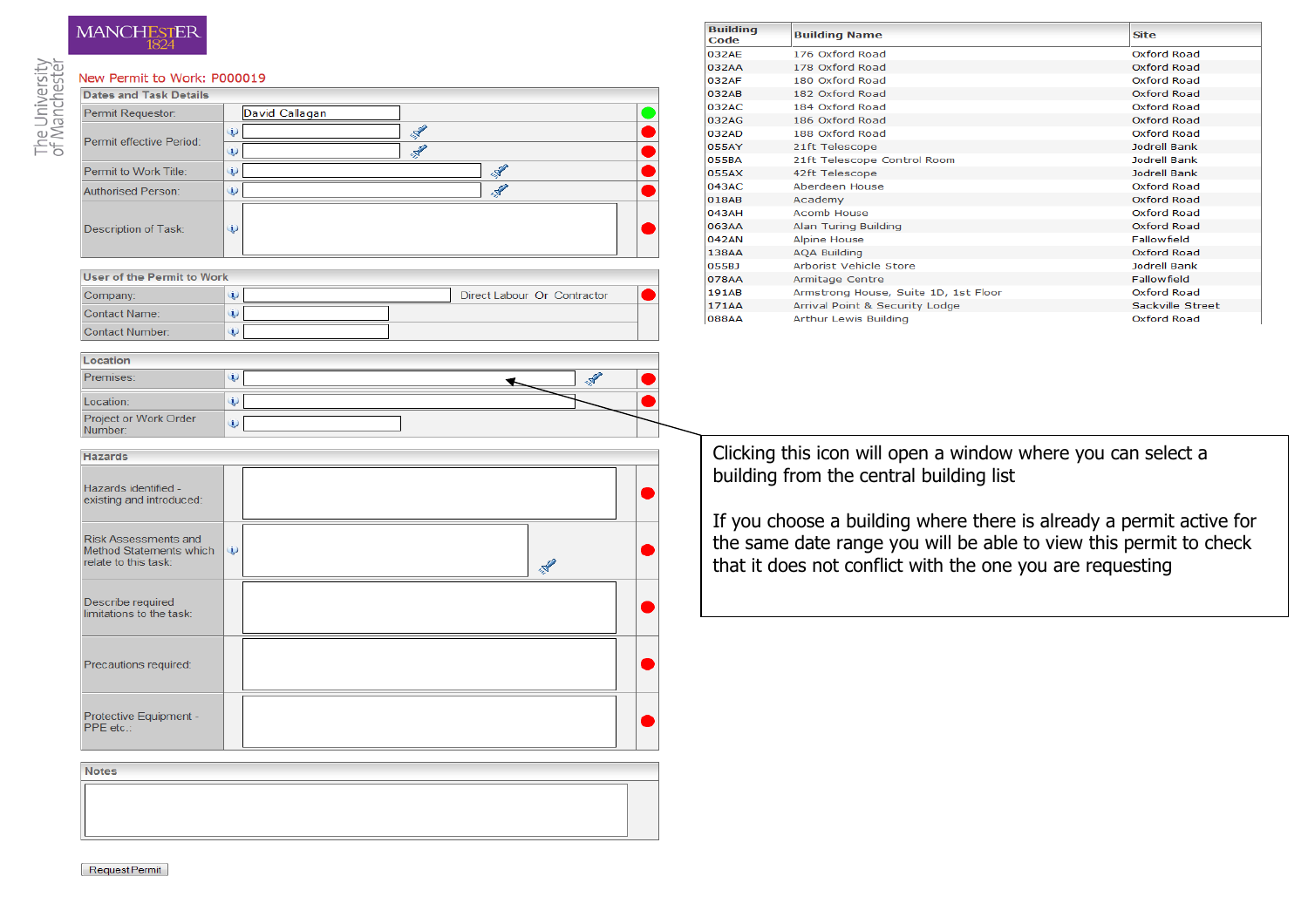MANCHESTER 1824

The University of Manchester

New Permit to Work: P000019

**Dates and Task Details**

| Field | Value |
|---|---|
| Permit Requestor: | David Callagan |
| Permit effective Period: | |
| Permit to Work Title: | |
| Authorised Person: | |
| Description of Task: | |

**User of the Permit to Work**

| Field | Value |
|---|---|
| Company: | Direct Labour Or Contractor |
| Contact Name: | |
| Contact Number: | |

**Location**

| Field | Value |
|---|---|
| Premises: | |
| Location: | |
| Project or Work Order Number: | |

**Hazards**

| Field | Value |
|---|---|
| Hazards identified - existing and introduced: | |
| Risk Assessments and Method Statements which relate to this task: | |
| Describe required limitations to the task: | |
| Precautions required: | |
| Protective Equipment - PPE etc..: | |

**Notes**

Request Permit

| Building Code | Building Name | Site |
|---|---|---|
| 032AE | 176 Oxford Road | Oxford Road |
| 032AA | 178 Oxford Road | Oxford Road |
| 032AF | 180 Oxford Road | Oxford Road |
| 032AB | 182 Oxford Road | Oxford Road |
| 032AC | 184 Oxford Road | Oxford Road |
| 032AG | 186 Oxford Road | Oxford Road |
| 032AD | 188 Oxford Road | Oxford Road |
| 055AY | 21ft Telescope | Jodrell Bank |
| 055BA | 21ft Telescope Control Room | Jodrell Bank |
| 055AX | 42ft Telescope | Jodrell Bank |
| 043AC | Aberdeen House | Oxford Road |
| 018AB | Academy | Oxford Road |
| 043AH | Acomb House | Oxford Road |
| 063AA | Alan Turing Building | Oxford Road |
| 042AN | Alpine House | Fallowfield |
| 138AA | AQA Building | Oxford Road |
| 055BJ | Arborist Vehicle Store | Jodrell Bank |
| 078AA | Armitage Centre | Fallowfield |
| 191AB | Armstrong House, Suite 1D, 1st Floor | Oxford Road |
| 171AA | Arrival Point & Security Lodge | Sackville Street |
| 088AA | Arthur Lewis Building | Oxford Road |

Clicking this icon will open a window where you can select a building from the central building list

If you choose a building where there is already a permit active for the same date range you will be able to view this permit to check that it does not conflict with the one you are requesting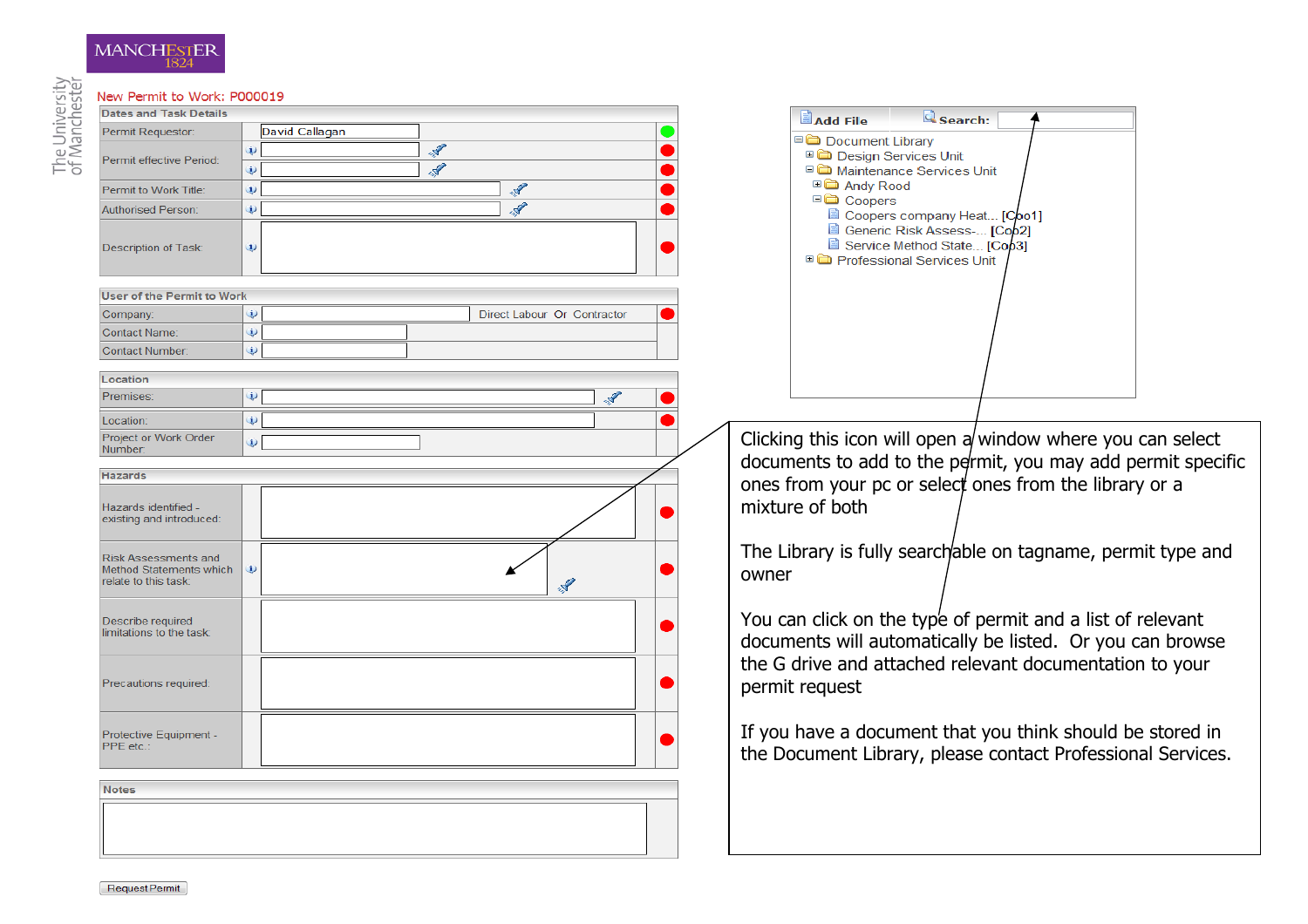MANCHESTER 1824

The University of Manchester

New Permit to Work: P000019

**Dates and Task Details**

| | |
|---|---|
| Permit Requestor: | David Callagan |
| Permit effective Period: | |
| Permit to Work Title: | |
| Authorised Person: | |
| Description of Task: | |

**User of the Permit to Work**

| | |
|---|---|
| Company: | Direct Labour Or Contractor |
| Contact Name: | |
| Contact Number: | |

**Location**

| | |
|---|---|
| Premises: | |
| Location: | |
| Project or Work Order Number: | |

**Hazards**

| | |
|---|---|
| Hazards identified - existing and introduced: | |
| Risk Assessments and Method Statements which relate to this task: | |
| Describe required limitations to the task: | |
| Precautions required: | |
| Protective Equipment - PPE etc.: | |

**Notes**

Request Permit

**Add File** **Search:**

- Document Library
  - Design Services Unit
  - Maintenance Services Unit
    - Andy Rood
    - Coopers
      - Coopers company Heat... [Coo1]
      - Generic Risk Assess-... [Coo2]
      - Service Method State... [Coo3]
  - Professional Services Unit

Clicking this icon will open a window where you can select documents to add to the permit, you may add permit specific ones from your pc or select ones from the library or a mixture of both

The Library is fully searchable on tagname, permit type and owner

You can click on the type of permit and a list of relevant documents will automatically be listed. Or you can browse the G drive and attached relevant documentation to your permit request

If you have a document that you think should be stored in the Document Library, please contact Professional Services.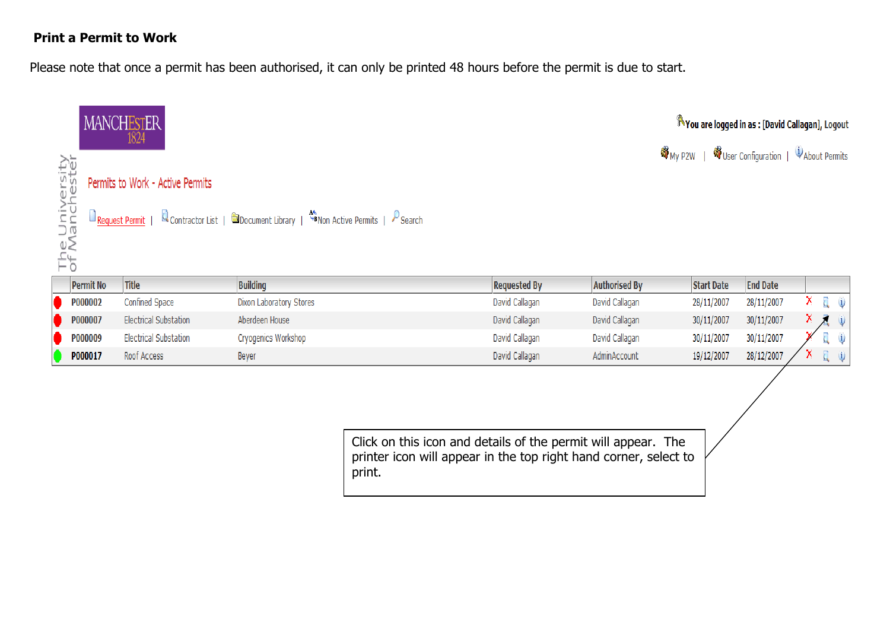**Print a Permit to Work**

Please note that once a permit has been authorised, it can only be printed 48 hours before the permit is due to start.

MANCHESTER 1824

The University of Manchester

You are logged in as : [David Callagan], Logout

My P2W | User Configuration | About Permits

Permits to Work - Active Permits

Request Permit | Contractor List | Document Library | Non Active Permits | Search

| Permit No | Title | Building | Requested By | Authorised By | Start Date | End Date |
|---|---|---|---|---|---|---|
| P000002 | Confined Space | Dixon Laboratory Stores | David Callagan | David Callagan | 28/11/2007 | 28/11/2007 |
| P000007 | Electrical Substation | Aberdeen House | David Callagan | David Callagan | 30/11/2007 | 30/11/2007 |
| P000009 | Electrical Substation | Cryogenics Workshop | David Callagan | David Callagan | 30/11/2007 | 30/11/2007 |
| P000017 | Roof Access | Beyer | David Callagan | AdminAccount | 19/12/2007 | 28/12/2007 |

Click on this icon and details of the permit will appear. The printer icon will appear in the top right hand corner, select to print.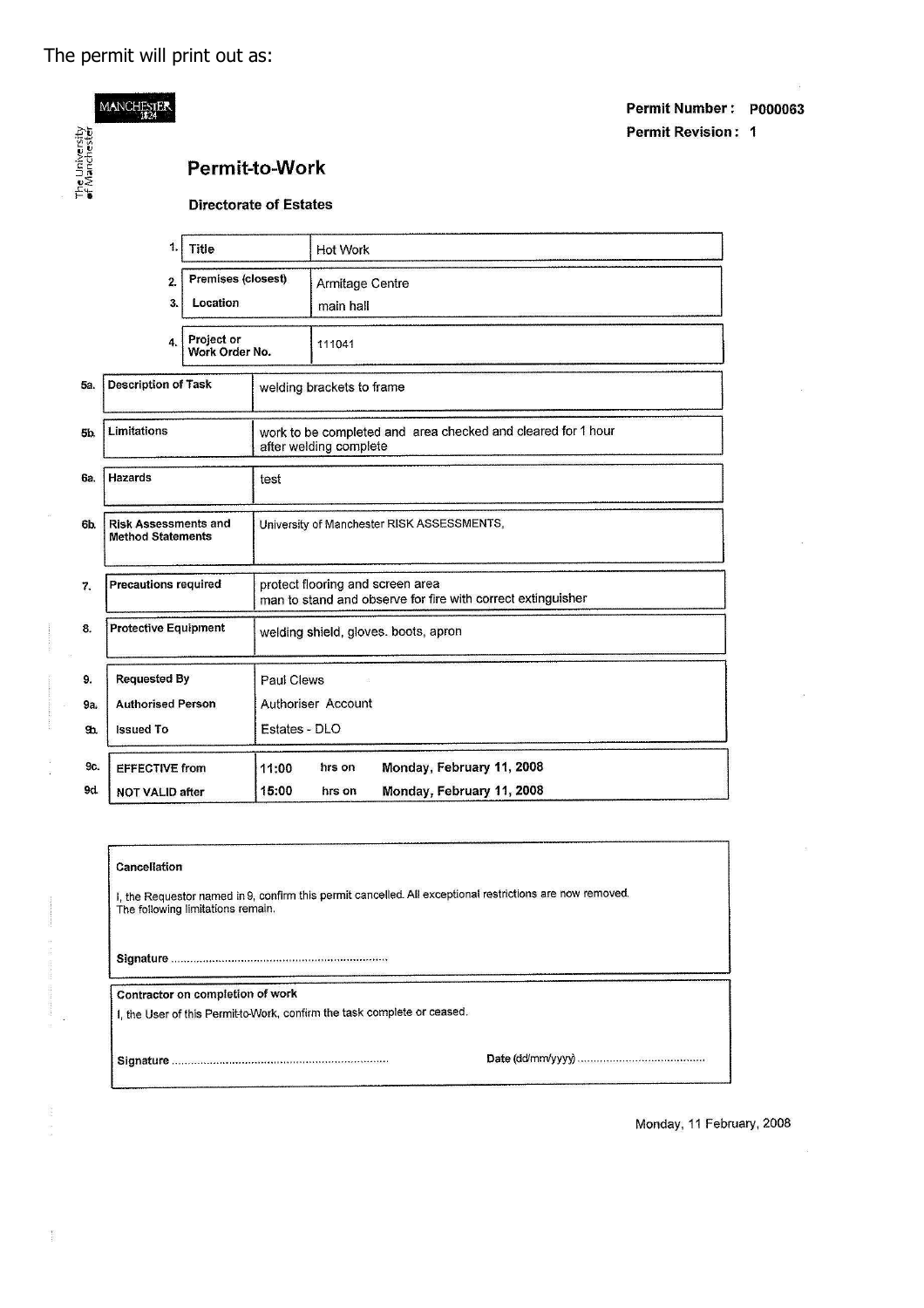The permit will print out as:

MANCHESTER 1824

The University of Manchester

**Permit Number :** P000063
**Permit Revision :** 1

## Permit-to-Work

**Directorate of Estates**

| No. | Field | Value |
|---|---|---|
| 1. | Title | Hot Work |
| 2. | Premises (closest) | Armitage Centre |
| 3. | Location | main hall |
| 4. | Project or Work Order No. | 111041 |
| 5a. | Description of Task | welding brackets to frame |
| 5b. | Limitations | work to be completed and area checked and cleared for 1 hour after welding complete |
| 6a. | Hazards | test |
| 6b. | Risk Assessments and Method Statements | University of Manchester RISK ASSESSMENTS, |
| 7. | Precautions required | protect flooring and screen area<br>man to stand and observe for fire with correct extinguisher |
| 8. | Protective Equipment | welding shield, gloves. boots, apron |
| 9. | Requested By | Paul Clews |
| 9a. | Authorised Person | Authoriser Account |
| 9b. | Issued To | Estates - DLO |
| 9c. | EFFECTIVE from | 11:00 hrs on Monday, February 11, 2008 |
| 9d. | NOT VALID after | 15:00 hrs on Monday, February 11, 2008 |

**Cancellation**

I, the Requestor named in 9, confirm this permit cancelled. All exceptional restrictions are now removed. The following limitations remain.

Signature ....................................................................

**Contractor on completion of work**

I, the User of this Permit-to-Work, confirm the task complete or ceased.

Signature .................................................................... Date (dd/mm/yyyy) ........................................

Monday, 11 February, 2008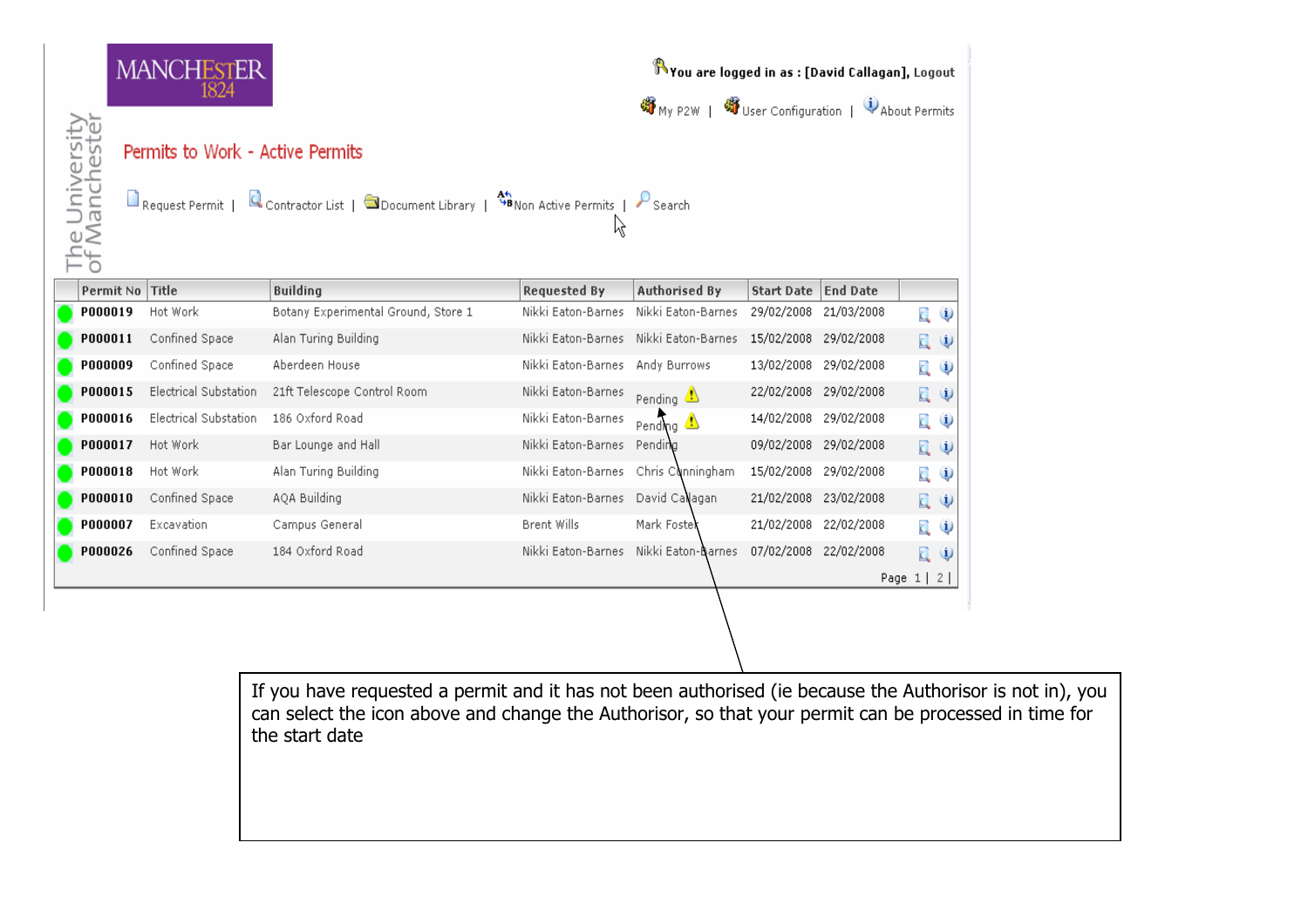The University of Manchester

MANCHESTER 1824

You are logged in as : [David Callagan], Logout

My P2W | User Configuration | About Permits

## Permits to Work - Active Permits

Request Permit | Contractor List | Document Library | Non Active Permits | Search

| | Permit No | Title | Building | Requested By | Authorised By | Start Date | End Date | |
|---|---|---|---|---|---|---|---|---|
| | P000019 | Hot Work | Botany Experimental Ground, Store 1 | Nikki Eaton-Barnes | Nikki Eaton-Barnes | 29/02/2008 | 21/03/2008 | |
| | P000011 | Confined Space | Alan Turing Building | Nikki Eaton-Barnes | Nikki Eaton-Barnes | 15/02/2008 | 29/02/2008 | |
| | P000009 | Confined Space | Aberdeen House | Nikki Eaton-Barnes | Andy Burrows | 13/02/2008 | 29/02/2008 | |
| | P000015 | Electrical Substation | 21ft Telescope Control Room | Nikki Eaton-Barnes | Pending | 22/02/2008 | 29/02/2008 | |
| | P000016 | Electrical Substation | 186 Oxford Road | Nikki Eaton-Barnes | Pending | 14/02/2008 | 29/02/2008 | |
| | P000017 | Hot Work | Bar Lounge and Hall | Nikki Eaton-Barnes | Pending | 09/02/2008 | 29/02/2008 | |
| | P000018 | Hot Work | Alan Turing Building | Nikki Eaton-Barnes | Chris Cunningham | 15/02/2008 | 29/02/2008 | |
| | P000010 | Confined Space | AQA Building | Nikki Eaton-Barnes | David Callagan | 21/02/2008 | 23/02/2008 | |
| | P000007 | Excavation | Campus General | Brent Wills | Mark Foster | 21/02/2008 | 22/02/2008 | |
| | P000026 | Confined Space | 184 Oxford Road | Nikki Eaton-Barnes | Nikki Eaton-Barnes | 07/02/2008 | 22/02/2008 | |

Page 1 | 2 |

If you have requested a permit and it has not been authorised (ie because the Authorisor is not in), you can select the icon above and change the Authorisor, so that your permit can be processed in time for the start date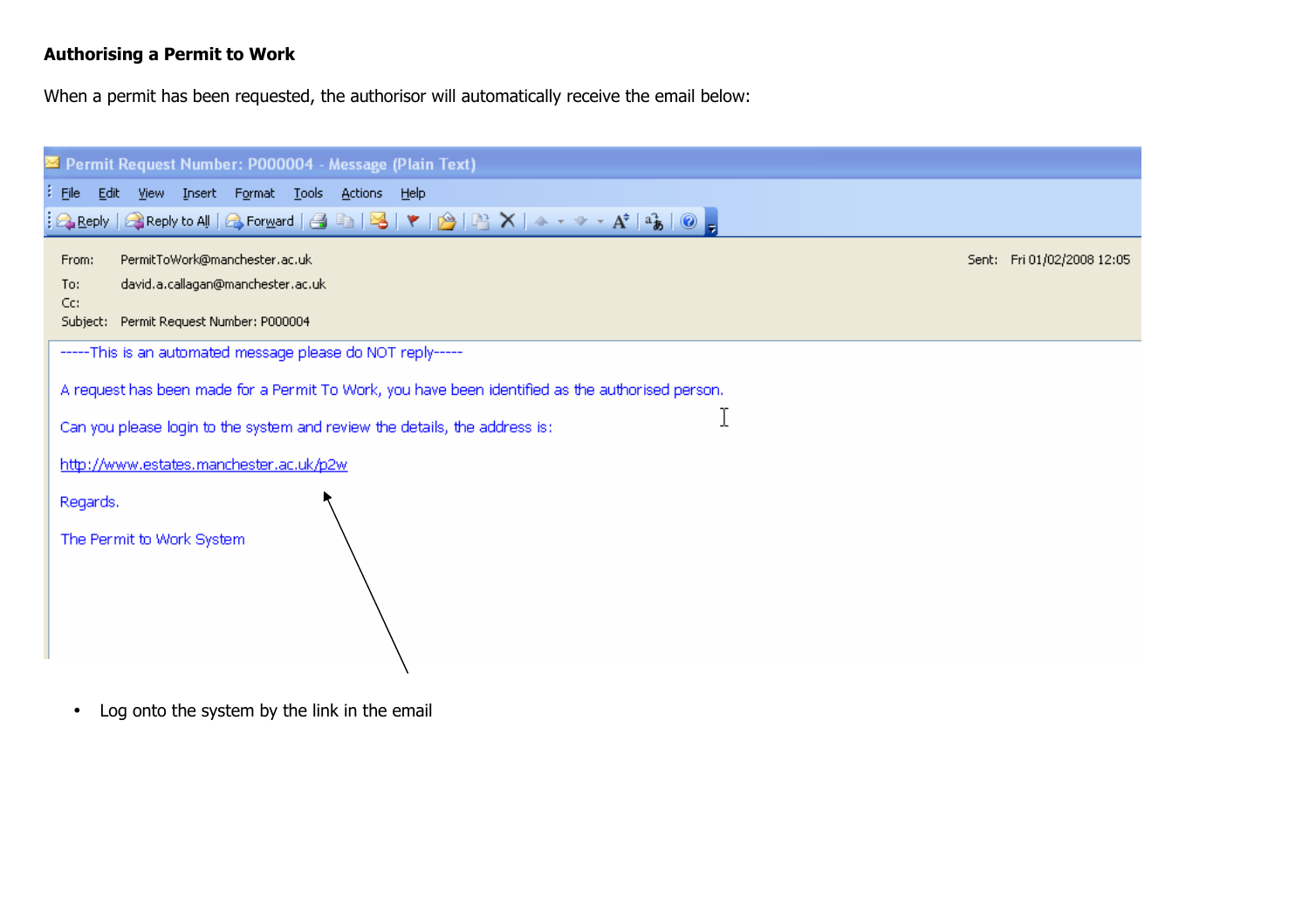**Authorising a Permit to Work**

When a permit has been requested, the authorisor will automatically receive the email below:

Permit Request Number: P000004 - Message (Plain Text)

From: PermitToWork@manchester.ac.uk

Sent: Fri 01/02/2008 12:05

To: david.a.callagan@manchester.ac.uk

Cc:

Subject: Permit Request Number: P000004

-----This is an automated message please do NOT reply-----

A request has been made for a Permit To Work, you have been identified as the authorised person.

Can you please login to the system and review the details, the address is:

http://www.estates.manchester.ac.uk/p2w

Regards.

The Permit to Work System

- Log onto the system by the link in the email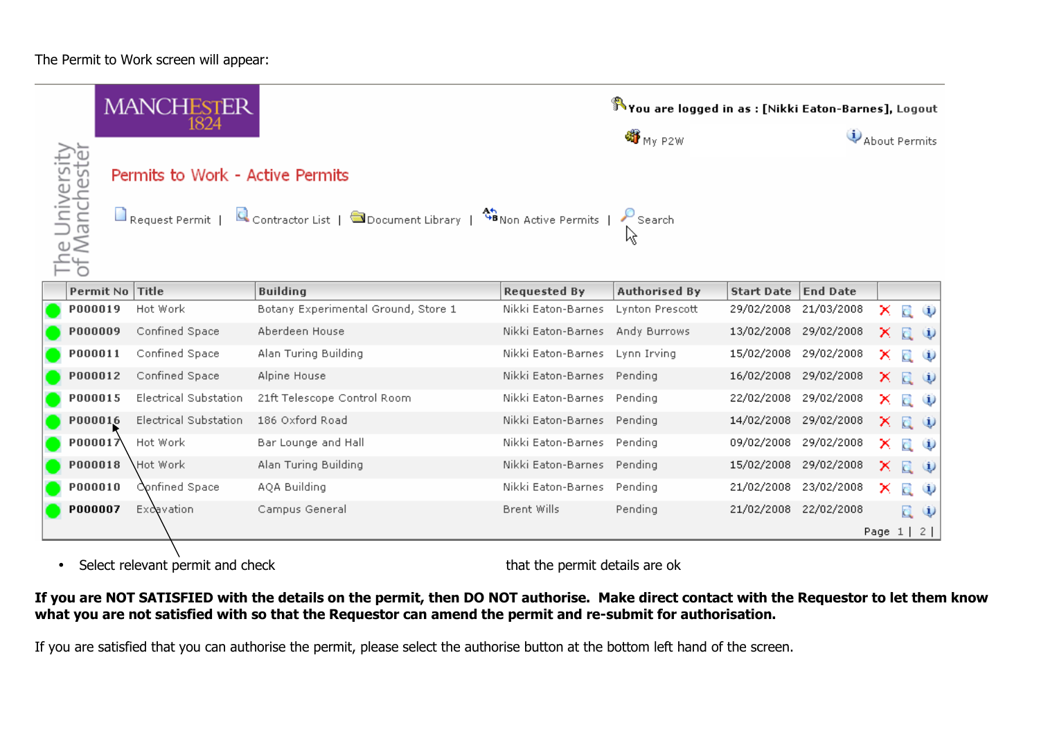The Permit to Work screen will appear:

MANCHESTER 1824

The University of Manchester

You are logged in as : [Nikki Eaton-Barnes], Logout

My P2W

About Permits

Permits to Work - Active Permits

Request Permit | Contractor List | Document Library | Non Active Permits | Search

| Permit No | Title | Building | Requested By | Authorised By | Start Date | End Date |
|---|---|---|---|---|---|---|
| P000019 | Hot Work | Botany Experimental Ground, Store 1 | Nikki Eaton-Barnes | Lynton Prescott | 29/02/2008 | 21/03/2008 |
| P000009 | Confined Space | Aberdeen House | Nikki Eaton-Barnes | Andy Burrows | 13/02/2008 | 29/02/2008 |
| P000011 | Confined Space | Alan Turing Building | Nikki Eaton-Barnes | Lynn Irving | 15/02/2008 | 29/02/2008 |
| P000012 | Confined Space | Alpine House | Nikki Eaton-Barnes | Pending | 16/02/2008 | 29/02/2008 |
| P000015 | Electrical Substation | 21ft Telescope Control Room | Nikki Eaton-Barnes | Pending | 22/02/2008 | 29/02/2008 |
| P000016 | Electrical Substation | 186 Oxford Road | Nikki Eaton-Barnes | Pending | 14/02/2008 | 29/02/2008 |
| P000017 | Hot Work | Bar Lounge and Hall | Nikki Eaton-Barnes | Pending | 09/02/2008 | 29/02/2008 |
| P000018 | Hot Work | Alan Turing Building | Nikki Eaton-Barnes | Pending | 15/02/2008 | 29/02/2008 |
| P000010 | Confined Space | AQA Building | Nikki Eaton-Barnes | Pending | 21/02/2008 | 23/02/2008 |
| P000007 | Excavation | Campus General | Brent Wills | Pending | 21/02/2008 | 22/02/2008 |

Page 1 | 2 |

- Select relevant permit and check that the permit details are ok

**If you are NOT SATISFIED with the details on the permit, then DO NOT authorise. Make direct contact with the Requestor to let them know what you are not satisfied with so that the Requestor can amend the permit and re-submit for authorisation.**

If you are satisfied that you can authorise the permit, please select the authorise button at the bottom left hand of the screen.